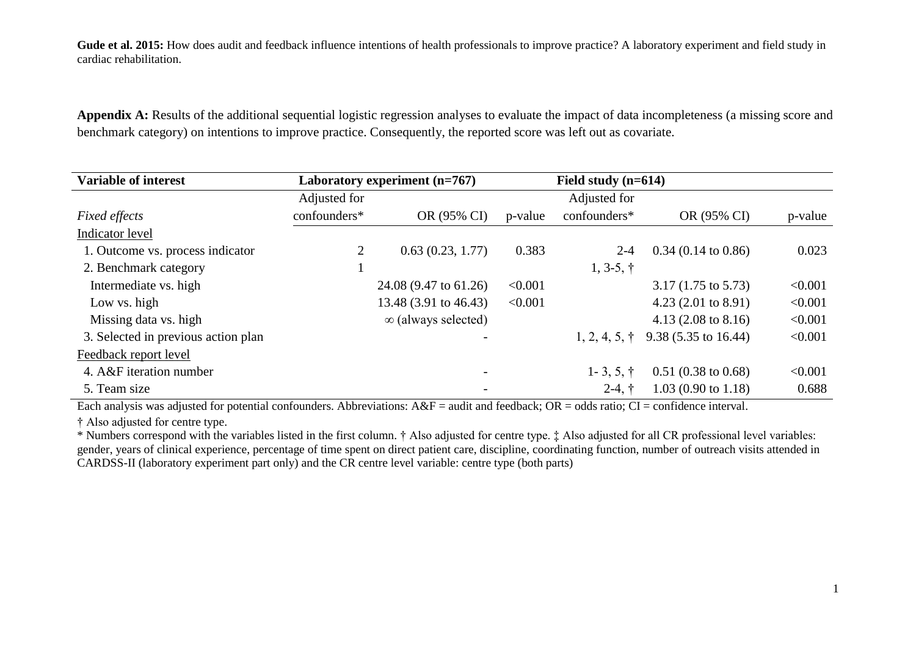**Gude et al. 2015:** How does audit and feedback influence intentions of health professionals to improve practice? A laboratory experiment and field study in cardiac rehabilitation.

**Appendix A:** Results of the additional sequential logistic regression analyses to evaluate the impact of data incompleteness (a missing score and benchmark category) on intentions to improve practice. Consequently, the reported score was left out as covariate.

| **Variable of interest** | **Laboratory experiment (n=767)** | | | **Field study (n=614)** | | |
|---|---|---|---|---|---|---|
| *Fixed effects* | Adjusted for confounders* | OR (95% CI) | p-value | Adjusted for confounders* | OR (95% CI) | p-value |
| Indicator level | | | | | | |
| 1. Outcome vs. process indicator | 2 | 0.63 (0.23, 1.77) | 0.383 | 2-4 | 0.34 (0.14 to 0.86) | 0.023 |
| 2. Benchmark category | 1 | | | 1, 3-5, † | | |
| Intermediate vs. high | | 24.08 (9.47 to 61.26) | <0.001 | | 3.17 (1.75 to 5.73) | <0.001 |
| Low vs. high | | 13.48 (3.91 to 46.43) | <0.001 | | 4.23 (2.01 to 8.91) | <0.001 |
| Missing data vs. high | | ∞ (always selected) | | | 4.13 (2.08 to 8.16) | <0.001 |
| 3. Selected in previous action plan | | - | | 1, 2, 4, 5, † | 9.38 (5.35 to 16.44) | <0.001 |
| Feedback report level | | | | | | |
| 4. A&F iteration number | | - | | 1- 3, 5, † | 0.51 (0.38 to 0.68) | <0.001 |
| 5. Team size | | - | | 2-4, † | 1.03 (0.90 to 1.18) | 0.688 |

Each analysis was adjusted for potential confounders. Abbreviations: A&F = audit and feedback; OR = odds ratio; CI = confidence interval.

† Also adjusted for centre type.

\* Numbers correspond with the variables listed in the first column. † Also adjusted for centre type. ‡ Also adjusted for all CR professional level variables: gender, years of clinical experience, percentage of time spent on direct patient care, discipline, coordinating function, number of outreach visits attended in CARDSS-II (laboratory experiment part only) and the CR centre level variable: centre type (both parts)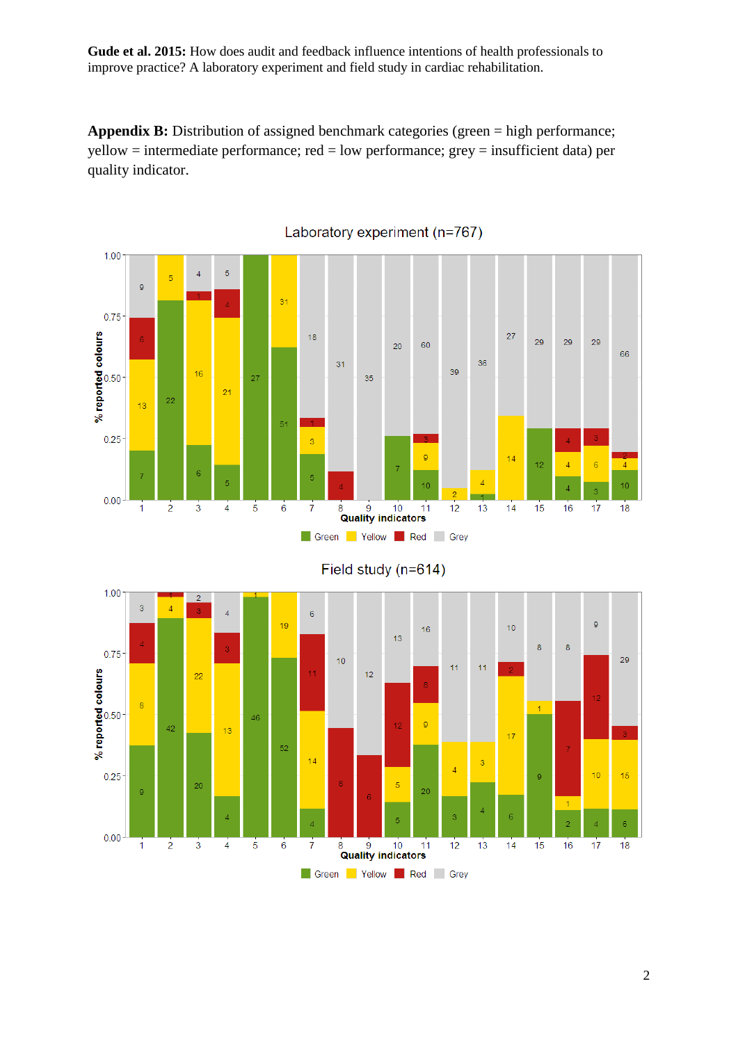**Gude et al. 2015:** How does audit and feedback influence intentions of health professionals to improve practice? A laboratory experiment and field study in cardiac rehabilitation.

**Appendix B:** Distribution of assigned benchmark categories (green = high performance; yellow = intermediate performance; red = low performance; grey = insufficient data) per quality indicator.

Laboratory experiment (n=767)

% reported colours

Quality indicators

Green Yellow Red Grey

Field study (n=614)

% reported colours

Quality indicators

Green Yellow Red Grey